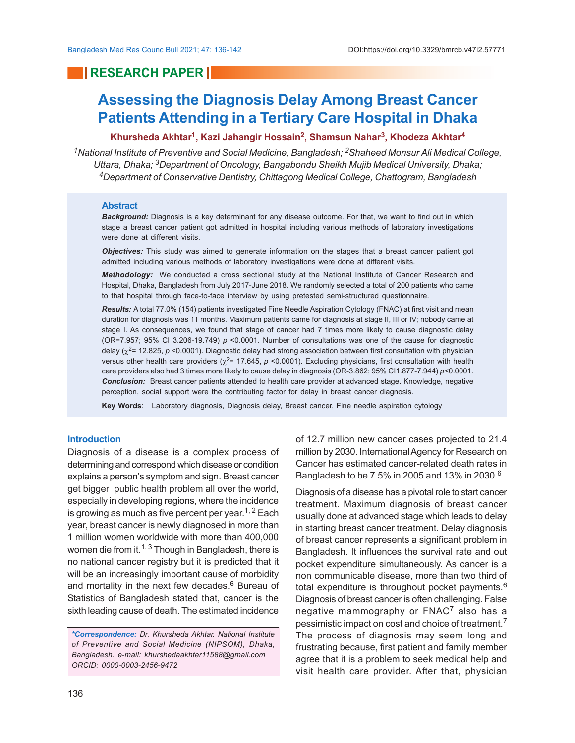RESEARCH PAPER

# Assessing the Diagnosis Delay Among Breast Cancer Patients Attending in a Tertiary Care Hospital in Dhaka

**Khursheda Akhtar[1], Kazi Jahangir Hossain[2], Shamsun Nahar[3], Khodeza Akhtar[4]**

*[1]National Institute of Preventive and Social Medicine, Bangladesh; [2]Shaheed Monsur Ali Medical College, Uttara, Dhaka; [3]Department of Oncology, Bangabondu Sheikh Mujib Medical University, Dhaka; [4]Department of Conservative Dentistry, Chittagong Medical College, Chattogram, Bangladesh*

## Abstract

***Background:*** Diagnosis is a key determinant for any disease outcome. For that, we want to find out in which stage a breast cancer patient got admitted in hospital including various methods of laboratory investigations were done at different visits.

***Objectives:*** This study was aimed to generate information on the stages that a breast cancer patient got admitted including various methods of laboratory investigations were done at different visits.

***Methodology:*** We conducted a cross sectional study at the National Institute of Cancer Research and Hospital, Dhaka, Bangladesh from July 2017-June 2018. We randomly selected a total of 200 patients who came to that hospital through face-to-face interview by using pretested semi-structured questionnaire.

***Results:*** A total 77.0% (154) patients investigated Fine Needle Aspiration Cytology (FNAC) at first visit and mean duration for diagnosis was 11 months. Maximum patients came for diagnosis at stage II, III or IV; nobody came at stage I. As consequences, we found that stage of cancer had 7 times more likely to cause diagnostic delay (OR=7.957; 95% CI 3.206-19.749) $p$ <0.0001. Number of consultations was one of the cause for diagnostic delay ($\chi^2$= 12.825, $p$ <0.0001). Diagnostic delay had strong association between first consultation with physician versus other health care providers ($\chi^2$= 17.645, $p$ <0.0001). Excluding physicians, first consultation with health care providers also had 3 times more likely to cause delay in diagnosis (OR-3.862; 95% CI1.877-7.944) $p$<0.0001.

***Conclusion:*** Breast cancer patients attended to health care provider at advanced stage. Knowledge, negative perception, social support were the contributing factor for delay in breast cancer diagnosis.

**Key Words**: Laboratory diagnosis, Diagnosis delay, Breast cancer, Fine needle aspiration cytology

## Introduction

Diagnosis of a disease is a complex process of determining and correspond which disease or condition explains a person's symptom and sign. Breast cancer get bigger public health problem all over the world, especially in developing regions, where the incidence is growing as much as five percent per year.[1, 2] Each year, breast cancer is newly diagnosed in more than 1 million women worldwide with more than 400,000 women die from it.[1, 3] Though in Bangladesh, there is no national cancer registry but it is predicted that it will be an increasingly important cause of morbidity and mortality in the next few decades.[6] Bureau of Statistics of Bangladesh stated that, cancer is the sixth leading cause of death. The estimated incidence of 12.7 million new cancer cases projected to 21.4 million by 2030. International Agency for Research on Cancer has estimated cancer-related death rates in Bangladesh to be 7.5% in 2005 and 13% in 2030.[6]

Diagnosis of a disease has a pivotal role to start cancer treatment. Maximum diagnosis of breast cancer usually done at advanced stage which leads to delay in starting breast cancer treatment. Delay diagnosis of breast cancer represents a significant problem in Bangladesh. It influences the survival rate and out pocket expenditure simultaneously. As cancer is a non communicable disease, more than two third of total expenditure is throughout pocket payments.[6] Diagnosis of breast cancer is often challenging. False negative mammography or FNAC[7] also has a pessimistic impact on cost and choice of treatment.[7] The process of diagnosis may seem long and frustrating because, first patient and family member agree that it is a problem to seek medical help and visit health care provider. After that, physician

***\*Correspondence:*** *Dr. Khursheda Akhtar, National Institute of Preventive and Social Medicine (NIPSOM), Dhaka, Bangladesh. e-mail: khurshedaakhter11588@gmail.com ORCID: 0000-0003-2456-9472*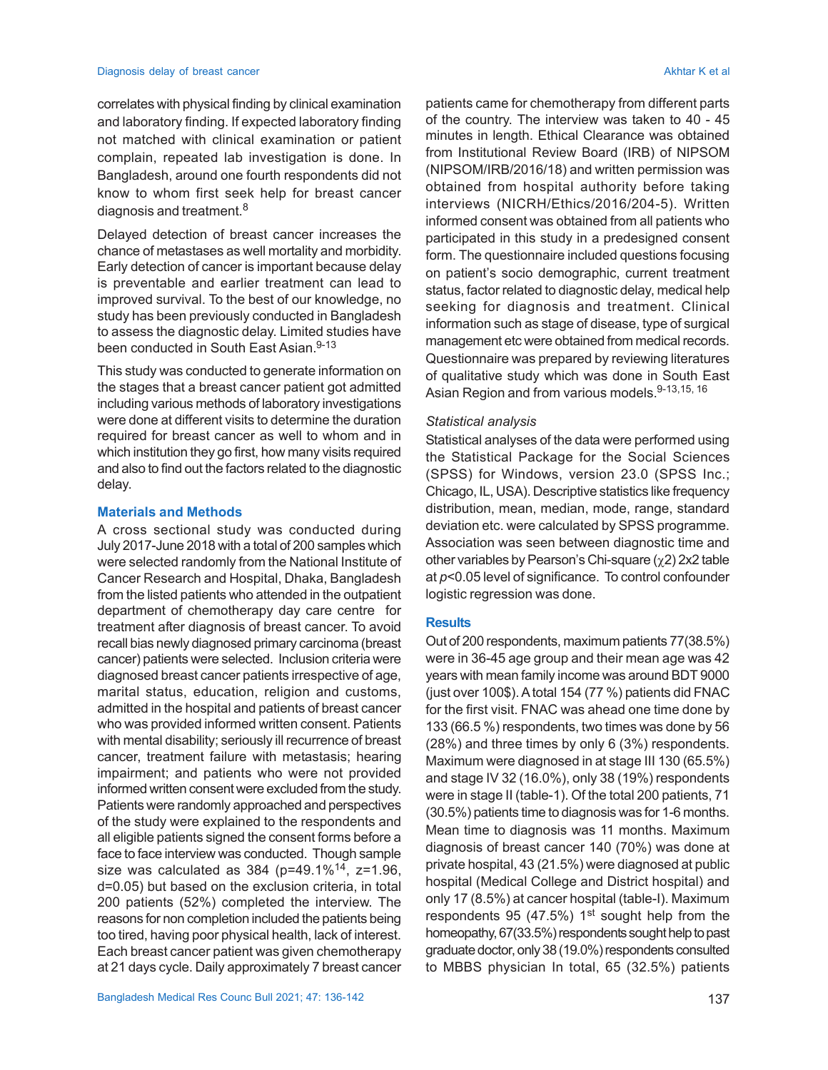correlates with physical finding by clinical examination and laboratory finding. If expected laboratory finding not matched with clinical examination or patient complain, repeated lab investigation is done. In Bangladesh, around one fourth respondents did not know to whom first seek help for breast cancer diagnosis and treatment.[8]

Delayed detection of breast cancer increases the chance of metastases as well mortality and morbidity. Early detection of cancer is important because delay is preventable and earlier treatment can lead to improved survival. To the best of our knowledge, no study has been previously conducted in Bangladesh to assess the diagnostic delay. Limited studies have been conducted in South East Asian.[9-13]

This study was conducted to generate information on the stages that a breast cancer patient got admitted including various methods of laboratory investigations were done at different visits to determine the duration required for breast cancer as well to whom and in which institution they go first, how many visits required and also to find out the factors related to the diagnostic delay.

## Materials and Methods

A cross sectional study was conducted during July 2017-June 2018 with a total of 200 samples which were selected randomly from the National Institute of Cancer Research and Hospital, Dhaka, Bangladesh from the listed patients who attended in the outpatient department of chemotherapy day care centre for treatment after diagnosis of breast cancer. To avoid recall bias newly diagnosed primary carcinoma (breast cancer) patients were selected. Inclusion criteria were diagnosed breast cancer patients irrespective of age, marital status, education, religion and customs, admitted in the hospital and patients of breast cancer who was provided informed written consent. Patients with mental disability; seriously ill recurrence of breast cancer, treatment failure with metastasis; hearing impairment; and patients who were not provided informed written consent were excluded from the study. Patients were randomly approached and perspectives of the study were explained to the respondents and all eligible patients signed the consent forms before a face to face interview was conducted. Though sample size was calculated as 384 (p=49.1%[14], z=1.96, d=0.05) but based on the exclusion criteria, in total 200 patients (52%) completed the interview. The reasons for non completion included the patients being too tired, having poor physical health, lack of interest. Each breast cancer patient was given chemotherapy at 21 days cycle. Daily approximately 7 breast cancer patients came for chemotherapy from different parts of the country. The interview was taken to 40 - 45 minutes in length. Ethical Clearance was obtained from Institutional Review Board (IRB) of NIPSOM (NIPSOM/IRB/2016/18) and written permission was obtained from hospital authority before taking interviews (NICRH/Ethics/2016/204-5). Written informed consent was obtained from all patients who participated in this study in a predesigned consent form. The questionnaire included questions focusing on patient's socio demographic, current treatment status, factor related to diagnostic delay, medical help seeking for diagnosis and treatment. Clinical information such as stage of disease, type of surgical management etc were obtained from medical records. Questionnaire was prepared by reviewing literatures of qualitative study which was done in South East Asian Region and from various models.[9-13,15,16]

### *Statistical analysis*

Statistical analyses of the data were performed using the Statistical Package for the Social Sciences (SPSS) for Windows, version 23.0 (SPSS Inc.; Chicago, IL, USA). Descriptive statistics like frequency distribution, mean, median, mode, range, standard deviation etc. were calculated by SPSS programme. Association was seen between diagnostic time and other variables by Pearson's Chi-square ($\chi 2$) 2x2 table at $p$<0.05 level of significance. To control confounder logistic regression was done.

## Results

Out of 200 respondents, maximum patients 77(38.5%) were in 36-45 age group and their mean age was 42 years with mean family income was around BDT 9000 (just over 100$). A total 154 (77 %) patients did FNAC for the first visit. FNAC was ahead one time done by 133 (66.5 %) respondents, two times was done by 56 (28%) and three times by only 6 (3%) respondents. Maximum were diagnosed in at stage III 130 (65.5%) and stage IV 32 (16.0%), only 38 (19%) respondents were in stage II (table-1). Of the total 200 patients, 71 (30.5%) patients time to diagnosis was for 1-6 months. Mean time to diagnosis was 11 months. Maximum diagnosis of breast cancer 140 (70%) was done at private hospital, 43 (21.5%) were diagnosed at public hospital (Medical College and District hospital) and only 17 (8.5%) at cancer hospital (table-I). Maximum respondents 95 (47.5%) 1st sought help from the homeopathy, 67(33.5%) respondents sought help to past graduate doctor, only 38 (19.0%) respondents consulted to MBBS physician In total, 65 (32.5%) patients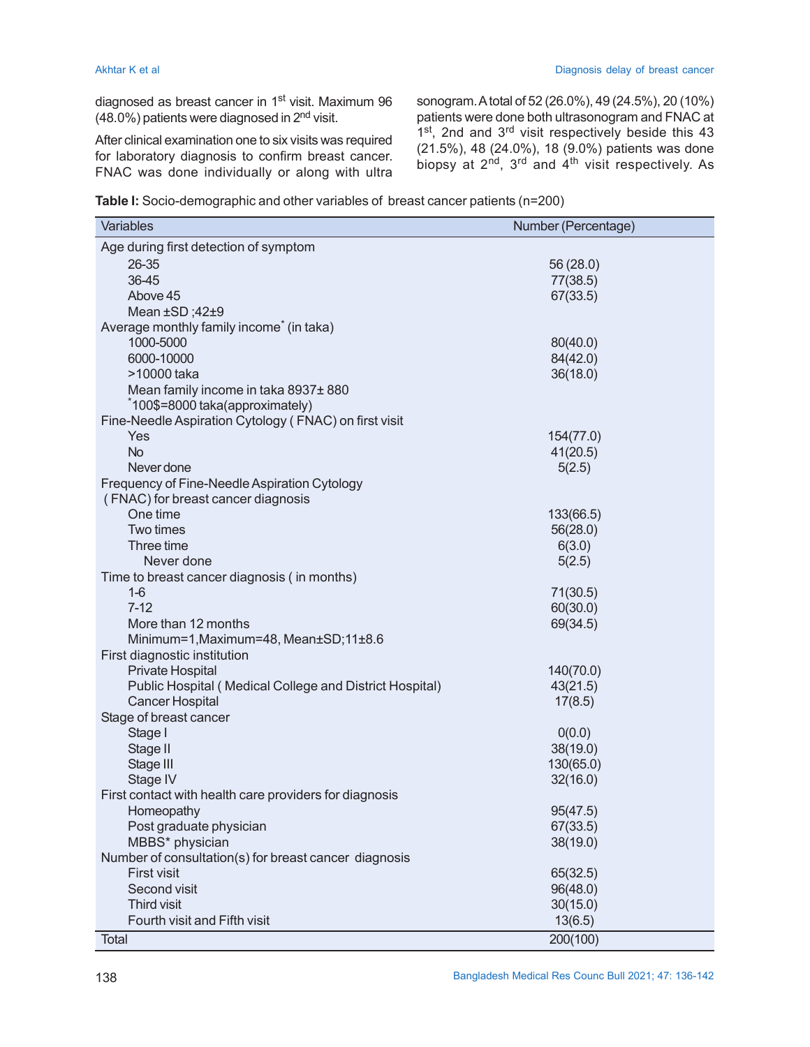diagnosed as breast cancer in 1st visit. Maximum 96 (48.0%) patients were diagnosed in 2nd visit.

After clinical examination one to six visits was required for laboratory diagnosis to confirm breast cancer. FNAC was done individually or along with ultra sonogram. A total of 52 (26.0%), 49 (24.5%), 20 (10%) patients were done both ultrasonogram and FNAC at 1st, 2nd and 3rd visit respectively beside this 43 (21.5%), 48 (24.0%), 18 (9.0%) patients was done biopsy at 2nd, 3rd and 4th visit respectively. As

**Table I:** Socio-demographic and other variables of breast cancer patients (n=200)

| Variables | Number (Percentage) |
|---|---|
| Age during first detection of symptom | |
| 26-35 | 56 (28.0) |
| 36-45 | 77(38.5) |
| Above 45 | 67(33.5) |
| Mean ±SD ;42±9 | |
| Average monthly family income* (in taka) | |
| 1000-5000 | 80(40.0) |
| 6000-10000 | 84(42.0) |
| >10000 taka | 36(18.0) |
| Mean family income in taka 8937± 880 | |
| *100$=8000 taka(approximately) | |
| Fine-Needle Aspiration Cytology ( FNAC) on first visit | |
| Yes | 154(77.0) |
| No | 41(20.5) |
| Never done | 5(2.5) |
| Frequency of Fine-Needle Aspiration Cytology ( FNAC) for breast cancer diagnosis | |
| One time | 133(66.5) |
| Two times | 56(28.0) |
| Three time | 6(3.0) |
| Never done | 5(2.5) |
| Time to breast cancer diagnosis ( in months) | |
| 1-6 | 71(30.5) |
| 7-12 | 60(30.0) |
| More than 12 months | 69(34.5) |
| Minimum=1,Maximum=48, Mean±SD;11±8.6 | |
| First diagnostic institution | |
| Private Hospital | 140(70.0) |
| Public Hospital ( Medical College and District Hospital) | 43(21.5) |
| Cancer Hospital | 17(8.5) |
| Stage of breast cancer | |
| Stage I | 0(0.0) |
| Stage II | 38(19.0) |
| Stage III | 130(65.0) |
| Stage IV | 32(16.0) |
| First contact with health care providers for diagnosis | |
| Homeopathy | 95(47.5) |
| Post graduate physician | 67(33.5) |
| MBBS* physician | 38(19.0) |
| Number of consultation(s) for breast cancer diagnosis | |
| First visit | 65(32.5) |
| Second visit | 96(48.0) |
| Third visit | 30(15.0) |
| Fourth visit and Fifth visit | 13(6.5) |
| Total | 200(100) |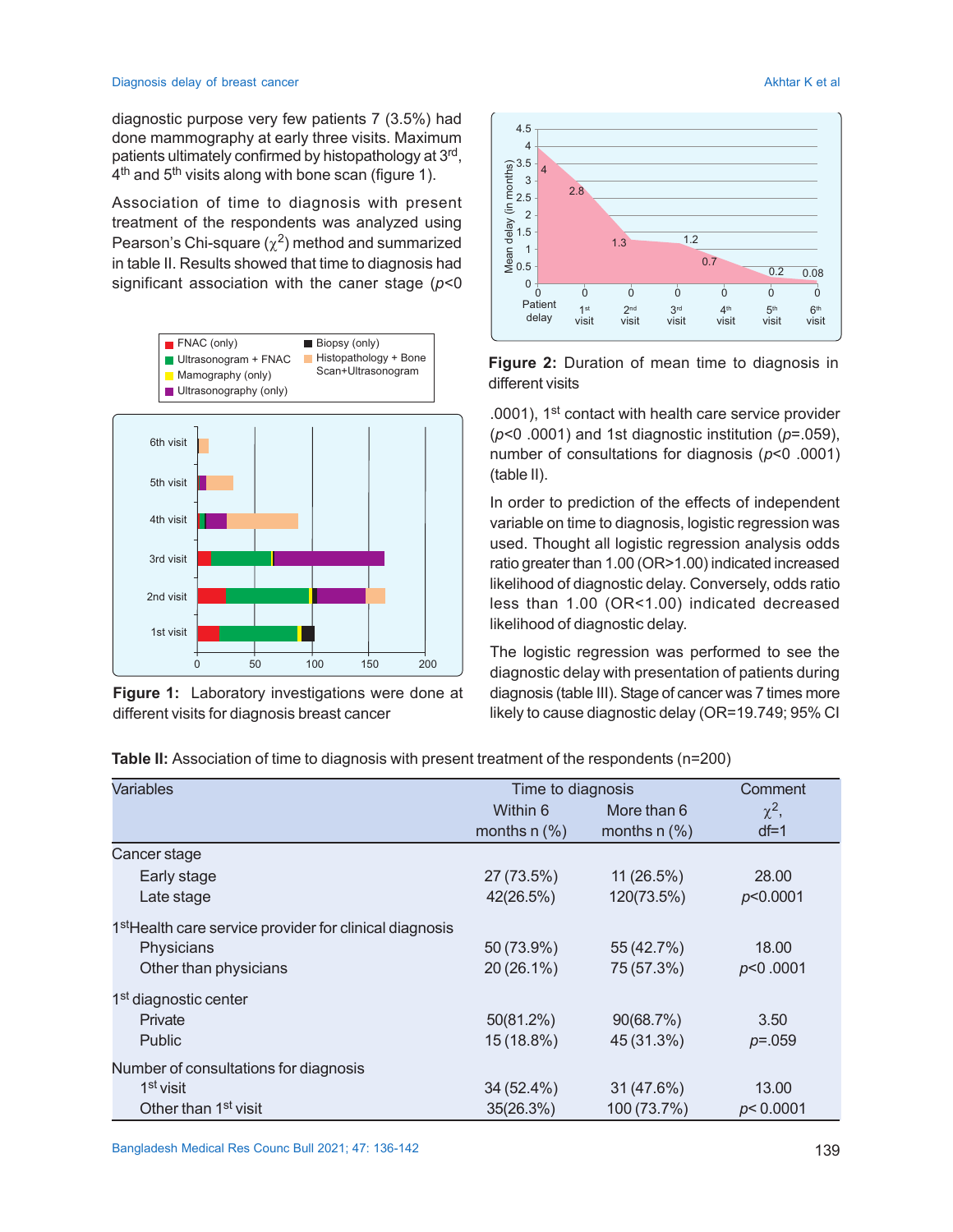diagnostic purpose very few patients 7 (3.5%) had done mammography at early three visits. Maximum patients ultimately confirmed by histopathology at 3rd, 4th and 5th visits along with bone scan (figure 1).

Association of time to diagnosis with present treatment of the respondents was analyzed using Pearson's Chi-square ($\chi^2$) method and summarized in table II. Results showed that time to diagnosis had significant association with the caner stage ($p$<0 .0001), 1st contact with health care service provider ($p$<0 .0001) and 1st diagnostic institution ($p$=.059), number of consultations for diagnosis ($p$<0 .0001) (table II).

**Figure 1:** Laboratory investigations were done at different visits for diagnosis breast cancer

**Figure 2:** Duration of mean time to diagnosis in different visits

In order to prediction of the effects of independent variable on time to diagnosis, logistic regression was used. Thought all logistic regression analysis odds ratio greater than 1.00 (OR>1.00) indicated increased likelihood of diagnostic delay. Conversely, odds ratio less than 1.00 (OR<1.00) indicated decreased likelihood of diagnostic delay.

The logistic regression was performed to see the diagnostic delay with presentation of patients during diagnosis (table III). Stage of cancer was 7 times more likely to cause diagnostic delay (OR=19.749; 95% CI

**Table II:** Association of time to diagnosis with present treatment of the respondents (n=200)

| Variables | Time to diagnosis | | Comment |
|---|---|---|---|
| | Within 6 months n (%) | More than 6 months n (%) | $\chi^2$, df=1 |
| Cancer stage | | | |
| Early stage | 27 (73.5%) | 11 (26.5%) | 28.00 |
| Late stage | 42(26.5%) | 120(73.5%) | $p$<0.0001 |
| 1st Health care service provider for clinical diagnosis | | | |
| Physicians | 50 (73.9%) | 55 (42.7%) | 18.00 |
| Other than physicians | 20 (26.1%) | 75 (57.3%) | $p$<0 .0001 |
| 1st diagnostic center | | | |
| Private | 50(81.2%) | 90(68.7%) | 3.50 |
| Public | 15 (18.8%) | 45 (31.3%) | $p$=.059 |
| Number of consultations for diagnosis | | | |
| 1st visit | 34 (52.4%) | 31 (47.6%) | 13.00 |
| Other than 1st visit | 35(26.3%) | 100 (73.7%) | $p$< 0.0001 |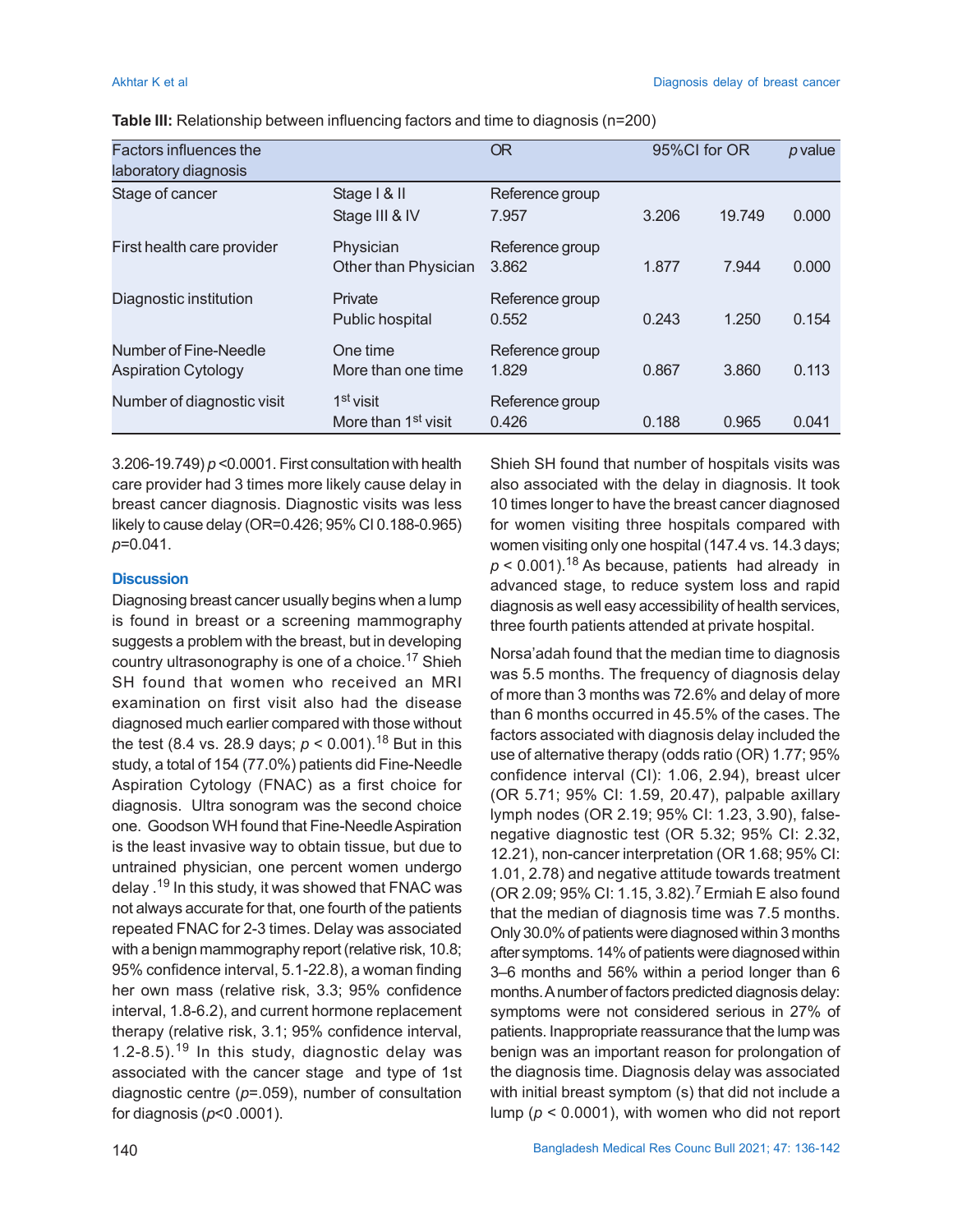**Table III:** Relationship between influencing factors and time to diagnosis (n=200)

| Factors influences the laboratory diagnosis | | OR | 95%CI for OR | | *p* value |
|---|---|---|---|---|---|
| Stage of cancer | Stage I & II | Reference group | | | |
| | Stage III & IV | 7.957 | 3.206 | 19.749 | 0.000 |
| First health care provider | Physician | Reference group | | | |
| | Other than Physician | 3.862 | 1.877 | 7.944 | 0.000 |
| Diagnostic institution | Private | Reference group | | | |
| | Public hospital | 0.552 | 0.243 | 1.250 | 0.154 |
| Number of Fine-Needle Aspiration Cytology | One time | Reference group | | | |
| | More than one time | 1.829 | 0.867 | 3.860 | 0.113 |
| Number of diagnostic visit | 1st visit | Reference group | | | |
| | More than 1st visit | 0.426 | 0.188 | 0.965 | 0.041 |

3.206-19.749) $p$ <0.0001. First consultation with health care provider had 3 times more likely cause delay in breast cancer diagnosis. Diagnostic visits was less likely to cause delay (OR=0.426; 95% CI 0.188-0.965) $p$=0.041.

## Discussion

Diagnosing breast cancer usually begins when a lump is found in breast or a screening mammography suggests a problem with the breast, but in developing country ultrasonography is one of a choice.[17] Shieh SH found that women who received an MRI examination on first visit also had the disease diagnosed much earlier compared with those without the test (8.4 vs. 28.9 days; $p < 0.001$).[18] But in this study, a total of 154 (77.0%) patients did Fine-Needle Aspiration Cytology (FNAC) as a first choice for diagnosis. Ultra sonogram was the second choice one. Goodson WH found that Fine-Needle Aspiration is the least invasive way to obtain tissue, but due to untrained physician, one percent women undergo delay .[19] In this study, it was showed that FNAC was not always accurate for that, one fourth of the patients repeated FNAC for 2-3 times. Delay was associated with a benign mammography report (relative risk, 10.8; 95% confidence interval, 5.1-22.8), a woman finding her own mass (relative risk, 3.3; 95% confidence interval, 1.8-6.2), and current hormone replacement therapy (relative risk, 3.1; 95% confidence interval, 1.2-8.5).[19] In this study, diagnostic delay was associated with the cancer stage and type of 1st diagnostic centre ($p$=.059), number of consultation for diagnosis ($p$<0 .0001).

Shieh SH found that number of hospitals visits was also associated with the delay in diagnosis. It took 10 times longer to have the breast cancer diagnosed for women visiting three hospitals compared with women visiting only one hospital (147.4 vs. 14.3 days; $p < 0.001$).[18] As because, patients had already in advanced stage, to reduce system loss and rapid diagnosis as well easy accessibility of health services, three fourth patients attended at private hospital.

Norsa'adah found that the median time to diagnosis was 5.5 months. The frequency of diagnosis delay of more than 3 months was 72.6% and delay of more than 6 months occurred in 45.5% of the cases. The factors associated with diagnosis delay included the use of alternative therapy (odds ratio (OR) 1.77; 95% confidence interval (CI): 1.06, 2.94), breast ulcer (OR 5.71; 95% CI: 1.59, 20.47), palpable axillary lymph nodes (OR 2.19; 95% CI: 1.23, 3.90), false-negative diagnostic test (OR 5.32; 95% CI: 2.32, 12.21), non-cancer interpretation (OR 1.68; 95% CI: 1.01, 2.78) and negative attitude towards treatment (OR 2.09; 95% CI: 1.15, 3.82).[7] Ermiah E also found that the median of diagnosis time was 7.5 months. Only 30.0% of patients were diagnosed within 3 months after symptoms. 14% of patients were diagnosed within 3–6 months and 56% within a period longer than 6 months. A number of factors predicted diagnosis delay: symptoms were not considered serious in 27% of patients. Inappropriate reassurance that the lump was benign was an important reason for prolongation of the diagnosis time. Diagnosis delay was associated with initial breast symptom (s) that did not include a lump ($p < 0.0001$), with women who did not report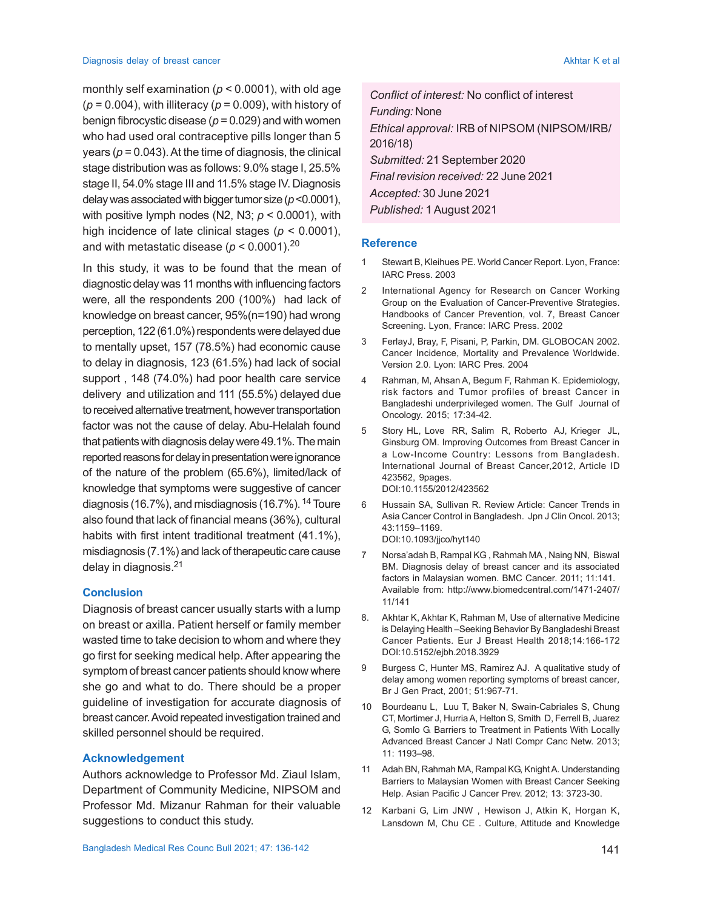monthly self examination ($p < 0.0001$), with old age ($p = 0.004$), with illiteracy ($p = 0.009$), with history of benign fibrocystic disease ($p = 0.029$) and with women who had used oral contraceptive pills longer than 5 years ($p = 0.043$). At the time of diagnosis, the clinical stage distribution was as follows: 9.0% stage I, 25.5% stage II, 54.0% stage III and 11.5% stage IV. Diagnosis delay was associated with bigger tumor size ($p < 0.0001$), with positive lymph nodes (N2, N3; $p < 0.0001$), with high incidence of late clinical stages ($p < 0.0001$), and with metastatic disease ($p < 0.0001$).[20]

In this study, it was to be found that the mean of diagnostic delay was 11 months with influencing factors were, all the respondents 200 (100%) had lack of knowledge on breast cancer, 95%(n=190) had wrong perception, 122 (61.0%) respondents were delayed due to mentally upset, 157 (78.5%) had economic cause to delay in diagnosis, 123 (61.5%) had lack of social support , 148 (74.0%) had poor health care service delivery and utilization and 111 (55.5%) delayed due to received alternative treatment, however transportation factor was not the cause of delay. Abu-Helalah found that patients with diagnosis delay were 49.1%. The main reported reasons for delay in presentation were ignorance of the nature of the problem (65.6%), limited/lack of knowledge that symptoms were suggestive of cancer diagnosis (16.7%), and misdiagnosis (16.7%).[14] Toure also found that lack of financial means (36%), cultural habits with first intent traditional treatment (41.1%), misdiagnosis (7.1%) and lack of therapeutic care cause delay in diagnosis.[21]

## Conclusion

Diagnosis of breast cancer usually starts with a lump on breast or axilla. Patient herself or family member wasted time to take decision to whom and where they go first for seeking medical help. After appearing the symptom of breast cancer patients should know where she go and what to do. There should be a proper guideline of investigation for accurate diagnosis of breast cancer. Avoid repeated investigation trained and skilled personnel should be required.

## Acknowledgement

Authors acknowledge to Professor Md. Ziaul Islam, Department of Community Medicine, NIPSOM and Professor Md. Mizanur Rahman for their valuable suggestions to conduct this study.

*Conflict of interest:* No conflict of interest
*Funding:* None
*Ethical approval:* IRB of NIPSOM (NIPSOM/IRB/2016/18)
*Submitted:* 21 September 2020
*Final revision received:* 22 June 2021
*Accepted:* 30 June 2021
*Published:* 1 August 2021

## Reference

1. Stewart B, Kleihues PE. World Cancer Report. Lyon, France: IARC Press. 2003
2. International Agency for Research on Cancer Working Group on the Evaluation of Cancer-Preventive Strategies. Handbooks of Cancer Prevention, vol. 7, Breast Cancer Screening. Lyon, France: IARC Press. 2002
3. FerlayJ, Bray, F, Pisani, P, Parkin, DM. GLOBOCAN 2002. Cancer Incidence, Mortality and Prevalence Worldwide. Version 2.0. Lyon: IARC Pres. 2004
4. Rahman, M, Ahsan A, Begum F, Rahman K. Epidemiology, risk factors and Tumor profiles of breast Cancer in Bangladeshi underprivileged women. The Gulf Journal of Oncology. 2015; 17:34-42.
5. Story HL, Love RR, Salim R, Roberto AJ, Krieger JL, Ginsburg OM. Improving Outcomes from Breast Cancer in a Low-Income Country: Lessons from Bangladesh. International Journal of Breast Cancer,2012, Article ID 423562, 9pages. DOI:10.1155/2012/423562
6. Hussain SA, Sullivan R. Review Article: Cancer Trends in Asia Cancer Control in Bangladesh. Jpn J Clin Oncol. 2013; 43:1159–1169. DOI:10.1093/jjco/hyt140
7. Norsa'adah B, Rampal KG , Rahmah MA , Naing NN, Biswal BM. Diagnosis delay of breast cancer and its associated factors in Malaysian women. BMC Cancer. 2011; 11:141. Available from: http://www.biomedcentral.com/1471-2407/11/141
8. Akhtar K, Akhtar K, Rahman M, Use of alternative Medicine is Delaying Health –Seeking Behavior By Bangladeshi Breast Cancer Patients. Eur J Breast Health 2018;14:166-172 DOI:10.5152/ejbh.2018.3929
9. Burgess C, Hunter MS, Ramirez AJ. A qualitative study of delay among women reporting symptoms of breast cancer, Br J Gen Pract, 2001; 51:967-71.
10. Bourdeanu L, Luu T, Baker N, Swain-Cabriales S, Chung CT, Mortimer J, Hurria A, Helton S, Smith D, Ferrell B, Juarez G, Somlo G. Barriers to Treatment in Patients With Locally Advanced Breast Cancer J Natl Compr Canc Netw. 2013; 11: 1193–98.
11. Adah BN, Rahmah MA, Rampal KG, Knight A. Understanding Barriers to Malaysian Women with Breast Cancer Seeking Help. Asian Pacific J Cancer Prev. 2012; 13: 3723-30.
12. Karbani G, Lim JNW , Hewison J, Atkin K, Horgan K, Lansdown M, Chu CE . Culture, Attitude and Knowledge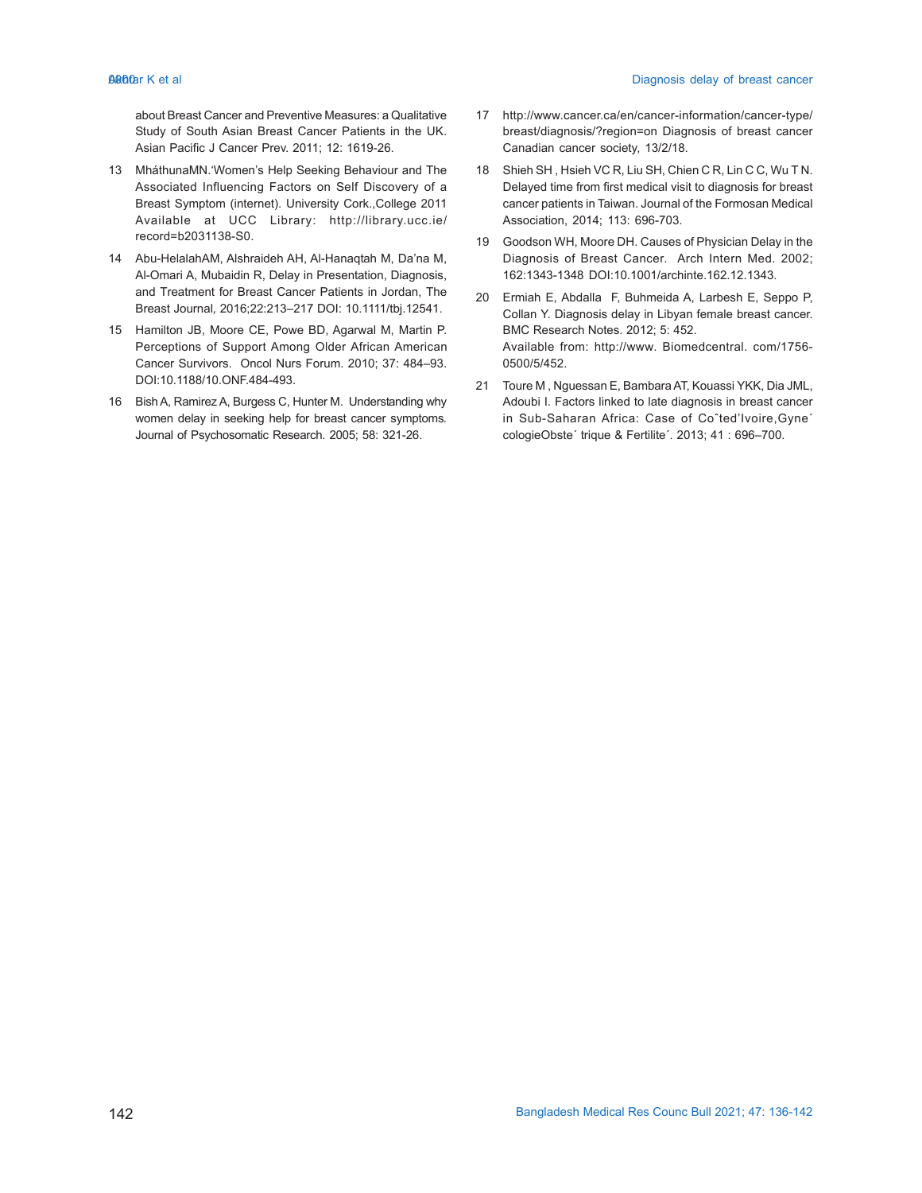about Breast Cancer and Preventive Measures: a Qualitative Study of South Asian Breast Cancer Patients in the UK. Asian Pacific J Cancer Prev. 2011; 12: 1619-26.

13 MháthunaMN.'Women's Help Seeking Behaviour and The Associated Influencing Factors on Self Discovery of a Breast Symptom (internet). University Cork.,College 2011 Available at UCC Library: http://library.ucc.ie/record=b2031138-S0.

14 Abu-HelalahAM, Alshraideh AH, Al-Hanaqtah M, Da'na M, Al-Omari A, Mubaidin R, Delay in Presentation, Diagnosis, and Treatment for Breast Cancer Patients in Jordan, The Breast Journal, 2016;22:213–217 DOI: 10.1111/tbj.12541.

15 Hamilton JB, Moore CE, Powe BD, Agarwal M, Martin P. Perceptions of Support Among Older African American Cancer Survivors. Oncol Nurs Forum. 2010; 37: 484–93. DOI:10.1188/10.ONF.484-493.

16 Bish A, Ramirez A, Burgess C, Hunter M. Understanding why women delay in seeking help for breast cancer symptoms. Journal of Psychosomatic Research. 2005; 58: 321-26.

17 http://www.cancer.ca/en/cancer-information/cancer-type/breast/diagnosis/?region=on Diagnosis of breast cancer Canadian cancer society, 13/2/18.

18 Shieh SH , Hsieh VC R, Liu SH, Chien C R, Lin C C, Wu T N. Delayed time from first medical visit to diagnosis for breast cancer patients in Taiwan. Journal of the Formosan Medical Association, 2014; 113: 696-703.

19 Goodson WH, Moore DH. Causes of Physician Delay in the Diagnosis of Breast Cancer. Arch Intern Med. 2002; 162:1343-1348 DOI:10.1001/archinte.162.12.1343.

20 Ermiah E, Abdalla F, Buhmeida A, Larbesh E, Seppo P, Collan Y. Diagnosis delay in Libyan female breast cancer. BMC Research Notes. 2012; 5: 452. Available from: http://www. Biomedcentral. com/1756-0500/5/452.

21 Toure M , Nguessan E, Bambara AT, Kouassi YKK, Dia JML, Adoubi I. Factors linked to late diagnosis in breast cancer in Sub-Saharan Africa: Case of Coˆted'Ivoire,Gyne´cologieObste´ trique & Fertilite´. 2013; 41 : 696–700.